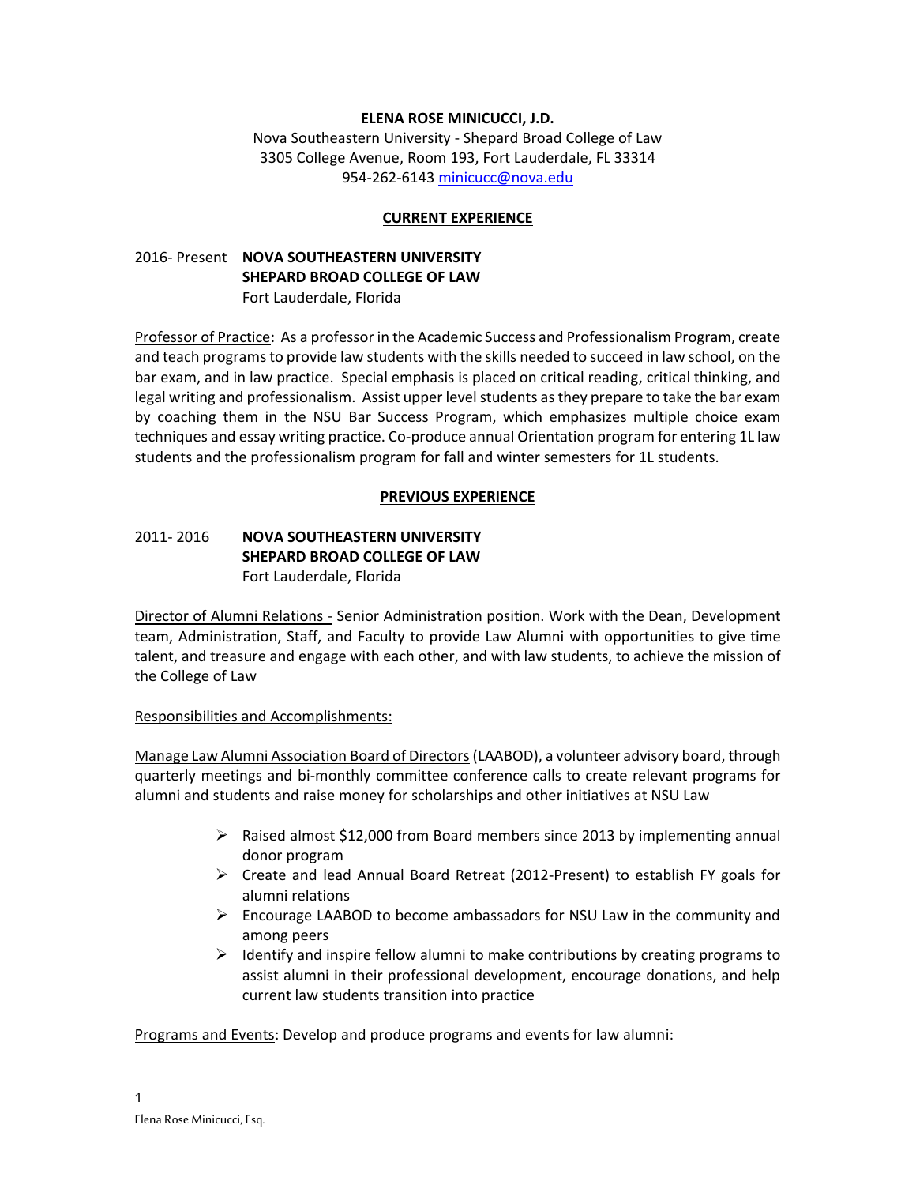**ELENA ROSE MINICUCCI, J.D.**

Nova Southeastern University - Shepard Broad College of Law
3305 College Avenue, Room 193, Fort Lauderdale, FL 33314
954-262-6143 [minicucc@nova.edu](mailto:minicucc@nova.edu)

## CURRENT EXPERIENCE

2016- Present **NOVA SOUTHEASTERN UNIVERSITY**
**SHEPARD BROAD COLLEGE OF LAW**
Fort Lauderdale, Florida

Professor of Practice: As a professor in the Academic Success and Professionalism Program, create and teach programs to provide law students with the skills needed to succeed in law school, on the bar exam, and in law practice. Special emphasis is placed on critical reading, critical thinking, and legal writing and professionalism. Assist upper level students as they prepare to take the bar exam by coaching them in the NSU Bar Success Program, which emphasizes multiple choice exam techniques and essay writing practice. Co-produce annual Orientation program for entering 1L law students and the professionalism program for fall and winter semesters for 1L students.

## PREVIOUS EXPERIENCE

2011- 2016 **NOVA SOUTHEASTERN UNIVERSITY**
**SHEPARD BROAD COLLEGE OF LAW**
Fort Lauderdale, Florida

Director of Alumni Relations - Senior Administration position. Work with the Dean, Development team, Administration, Staff, and Faculty to provide Law Alumni with opportunities to give time talent, and treasure and engage with each other, and with law students, to achieve the mission of the College of Law

Responsibilities and Accomplishments:

Manage Law Alumni Association Board of Directors (LAABOD), a volunteer advisory board, through quarterly meetings and bi-monthly committee conference calls to create relevant programs for alumni and students and raise money for scholarships and other initiatives at NSU Law

- Raised almost $12,000 from Board members since 2013 by implementing annual donor program
- Create and lead Annual Board Retreat (2012-Present) to establish FY goals for alumni relations
- Encourage LAABOD to become ambassadors for NSU Law in the community and among peers
- Identify and inspire fellow alumni to make contributions by creating programs to assist alumni in their professional development, encourage donations, and help current law students transition into practice

Programs and Events: Develop and produce programs and events for law alumni: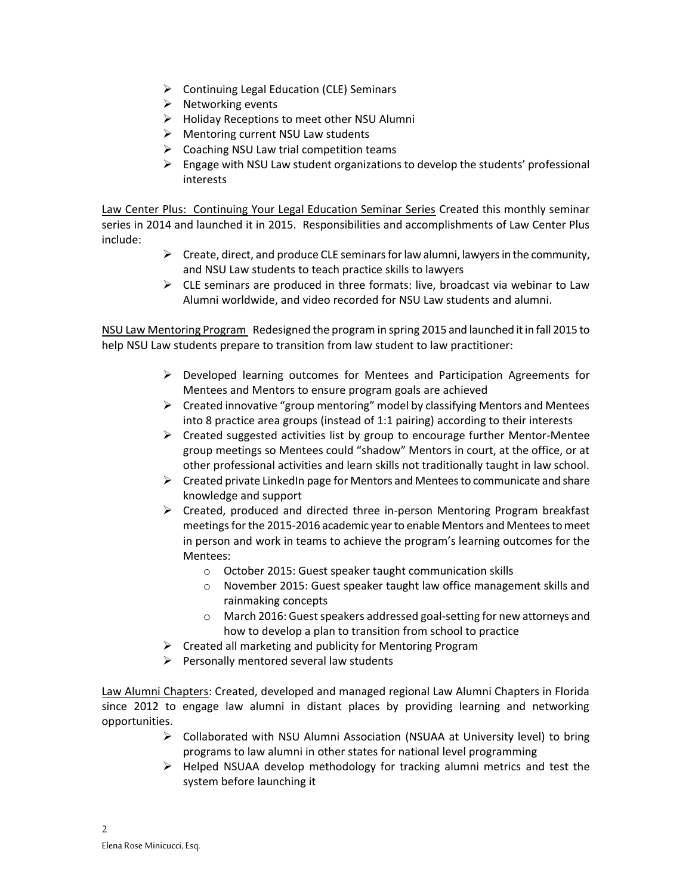- Continuing Legal Education (CLE) Seminars
- Networking events
- Holiday Receptions to meet other NSU Alumni
- Mentoring current NSU Law students
- Coaching NSU Law trial competition teams
- Engage with NSU Law student organizations to develop the students' professional interests

<u>Law Center Plus: Continuing Your Legal Education Seminar Series</u> Created this monthly seminar series in 2014 and launched it in 2015. Responsibilities and accomplishments of Law Center Plus include:

- Create, direct, and produce CLE seminars for law alumni, lawyers in the community, and NSU Law students to teach practice skills to lawyers
- CLE seminars are produced in three formats: live, broadcast via webinar to Law Alumni worldwide, and video recorded for NSU Law students and alumni.

<u>NSU Law Mentoring Program</u> Redesigned the program in spring 2015 and launched it in fall 2015 to help NSU Law students prepare to transition from law student to law practitioner:

- Developed learning outcomes for Mentees and Participation Agreements for Mentees and Mentors to ensure program goals are achieved
- Created innovative "group mentoring" model by classifying Mentors and Mentees into 8 practice area groups (instead of 1:1 pairing) according to their interests
- Created suggested activities list by group to encourage further Mentor-Mentee group meetings so Mentees could "shadow" Mentors in court, at the office, or at other professional activities and learn skills not traditionally taught in law school.
- Created private LinkedIn page for Mentors and Mentees to communicate and share knowledge and support
- Created, produced and directed three in-person Mentoring Program breakfast meetings for the 2015-2016 academic year to enable Mentors and Mentees to meet in person and work in teams to achieve the program's learning outcomes for the Mentees:
  - October 2015: Guest speaker taught communication skills
  - November 2015: Guest speaker taught law office management skills and rainmaking concepts
  - March 2016: Guest speakers addressed goal-setting for new attorneys and how to develop a plan to transition from school to practice
- Created all marketing and publicity for Mentoring Program
- Personally mentored several law students

<u>Law Alumni Chapters</u>: Created, developed and managed regional Law Alumni Chapters in Florida since 2012 to engage law alumni in distant places by providing learning and networking opportunities.

- Collaborated with NSU Alumni Association (NSUAA at University level) to bring programs to law alumni in other states for national level programming
- Helped NSUAA develop methodology for tracking alumni metrics and test the system before launching it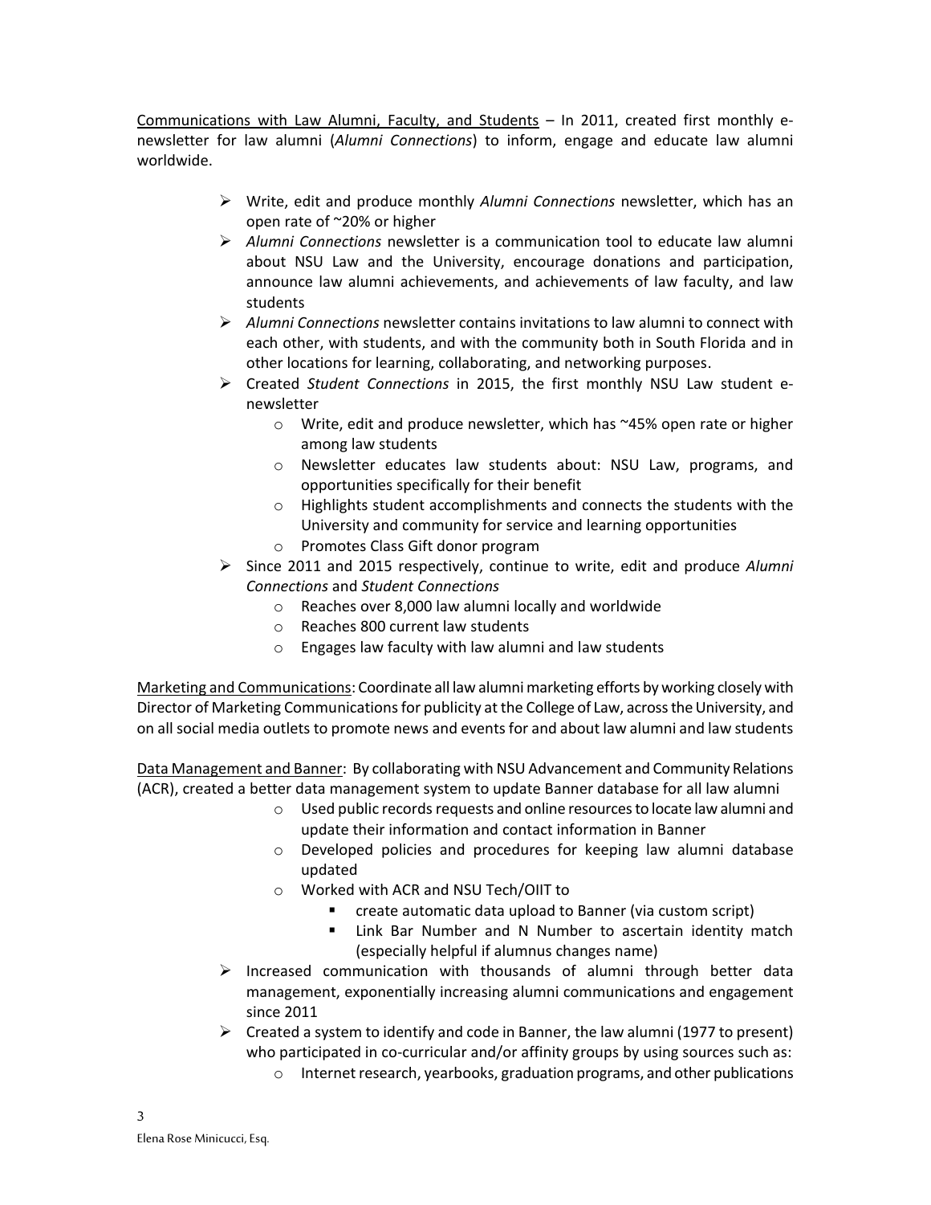<u>Communications with Law Alumni, Faculty, and Students</u> – In 2011, created first monthly e-newsletter for law alumni (*Alumni Connections*) to inform, engage and educate law alumni worldwide.

- Write, edit and produce monthly *Alumni Connections* newsletter, which has an open rate of ~20% or higher
- *Alumni Connections* newsletter is a communication tool to educate law alumni about NSU Law and the University, encourage donations and participation, announce law alumni achievements, and achievements of law faculty, and law students
- *Alumni Connections* newsletter contains invitations to law alumni to connect with each other, with students, and with the community both in South Florida and in other locations for learning, collaborating, and networking purposes.
- Created *Student Connections* in 2015, the first monthly NSU Law student e-newsletter
  - Write, edit and produce newsletter, which has ~45% open rate or higher among law students
  - Newsletter educates law students about: NSU Law, programs, and opportunities specifically for their benefit
  - Highlights student accomplishments and connects the students with the University and community for service and learning opportunities
  - Promotes Class Gift donor program
- Since 2011 and 2015 respectively, continue to write, edit and produce *Alumni Connections* and *Student Connections*
  - Reaches over 8,000 law alumni locally and worldwide
  - Reaches 800 current law students
  - Engages law faculty with law alumni and law students

<u>Marketing and Communications</u>: Coordinate all law alumni marketing efforts by working closely with Director of Marketing Communications for publicity at the College of Law, across the University, and on all social media outlets to promote news and events for and about law alumni and law students

<u>Data Management and Banner</u>: By collaborating with NSU Advancement and Community Relations (ACR), created a better data management system to update Banner database for all law alumni

- Used public records requests and online resources to locate law alumni and update their information and contact information in Banner
- Developed policies and procedures for keeping law alumni database updated
- Worked with ACR and NSU Tech/OIIT to
  - create automatic data upload to Banner (via custom script)
  - Link Bar Number and N Number to ascertain identity match (especially helpful if alumnus changes name)
- Increased communication with thousands of alumni through better data management, exponentially increasing alumni communications and engagement since 2011
- Created a system to identify and code in Banner, the law alumni (1977 to present) who participated in co-curricular and/or affinity groups by using sources such as:
  - Internet research, yearbooks, graduation programs, and other publications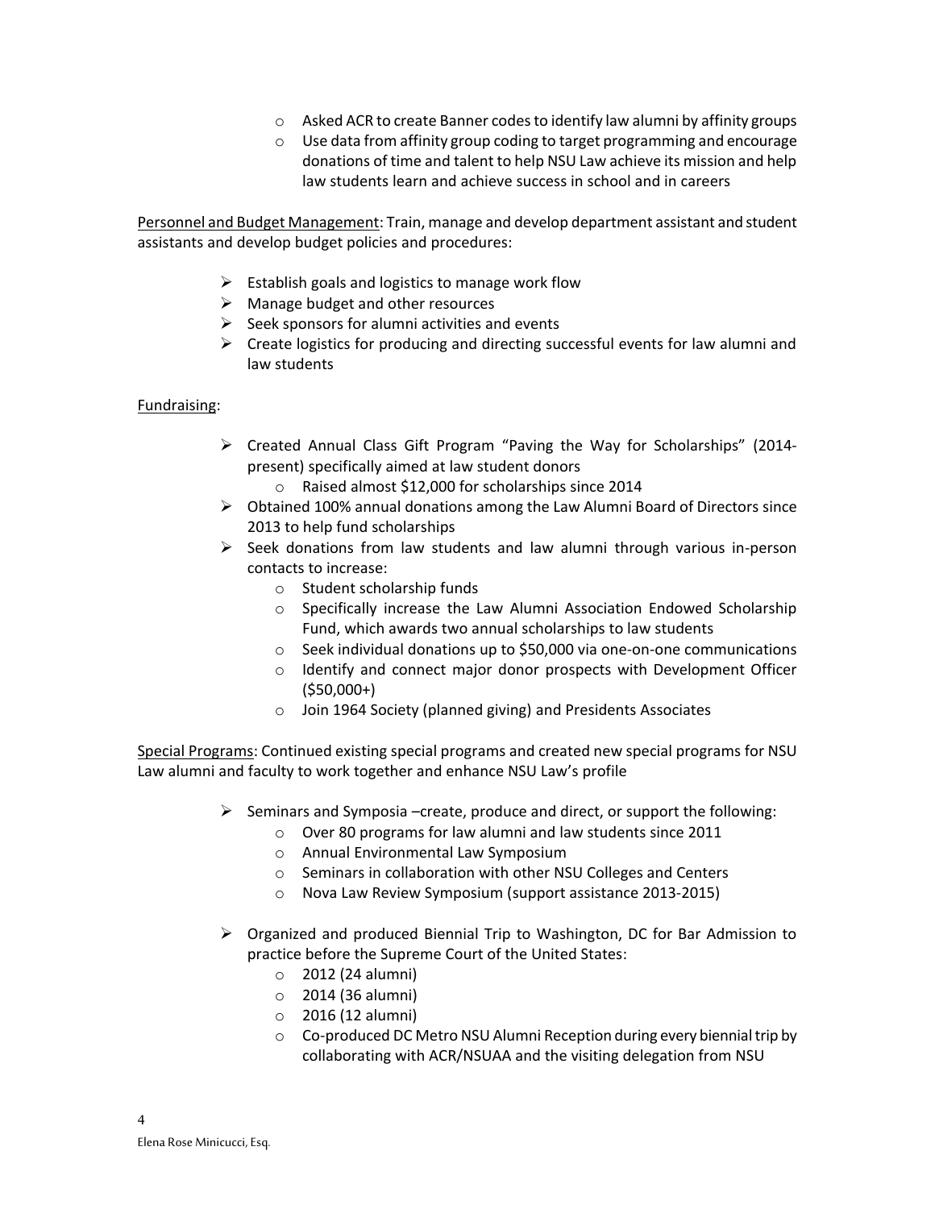- Asked ACR to create Banner codes to identify law alumni by affinity groups
  - Use data from affinity group coding to target programming and encourage donations of time and talent to help NSU Law achieve its mission and help law students learn and achieve success in school and in careers

<u>Personnel and Budget Management</u>: Train, manage and develop department assistant and student assistants and develop budget policies and procedures:

- Establish goals and logistics to manage work flow
- Manage budget and other resources
- Seek sponsors for alumni activities and events
- Create logistics for producing and directing successful events for law alumni and law students

<u>Fundraising</u>:

- Created Annual Class Gift Program "Paving the Way for Scholarships" (2014-present) specifically aimed at law student donors
  - Raised almost $12,000 for scholarships since 2014
- Obtained 100% annual donations among the Law Alumni Board of Directors since 2013 to help fund scholarships
- Seek donations from law students and law alumni through various in-person contacts to increase:
  - Student scholarship funds
  - Specifically increase the Law Alumni Association Endowed Scholarship Fund, which awards two annual scholarships to law students
  - Seek individual donations up to $50,000 via one-on-one communications
  - Identify and connect major donor prospects with Development Officer ($50,000+)
  - Join 1964 Society (planned giving) and Presidents Associates

<u>Special Programs</u>: Continued existing special programs and created new special programs for NSU Law alumni and faculty to work together and enhance NSU Law's profile

- Seminars and Symposia –create, produce and direct, or support the following:
  - Over 80 programs for law alumni and law students since 2011
  - Annual Environmental Law Symposium
  - Seminars in collaboration with other NSU Colleges and Centers
  - Nova Law Review Symposium (support assistance 2013-2015)

- Organized and produced Biennial Trip to Washington, DC for Bar Admission to practice before the Supreme Court of the United States:
  - 2012 (24 alumni)
  - 2014 (36 alumni)
  - 2016 (12 alumni)
  - Co-produced DC Metro NSU Alumni Reception during every biennial trip by collaborating with ACR/NSUAA and the visiting delegation from NSU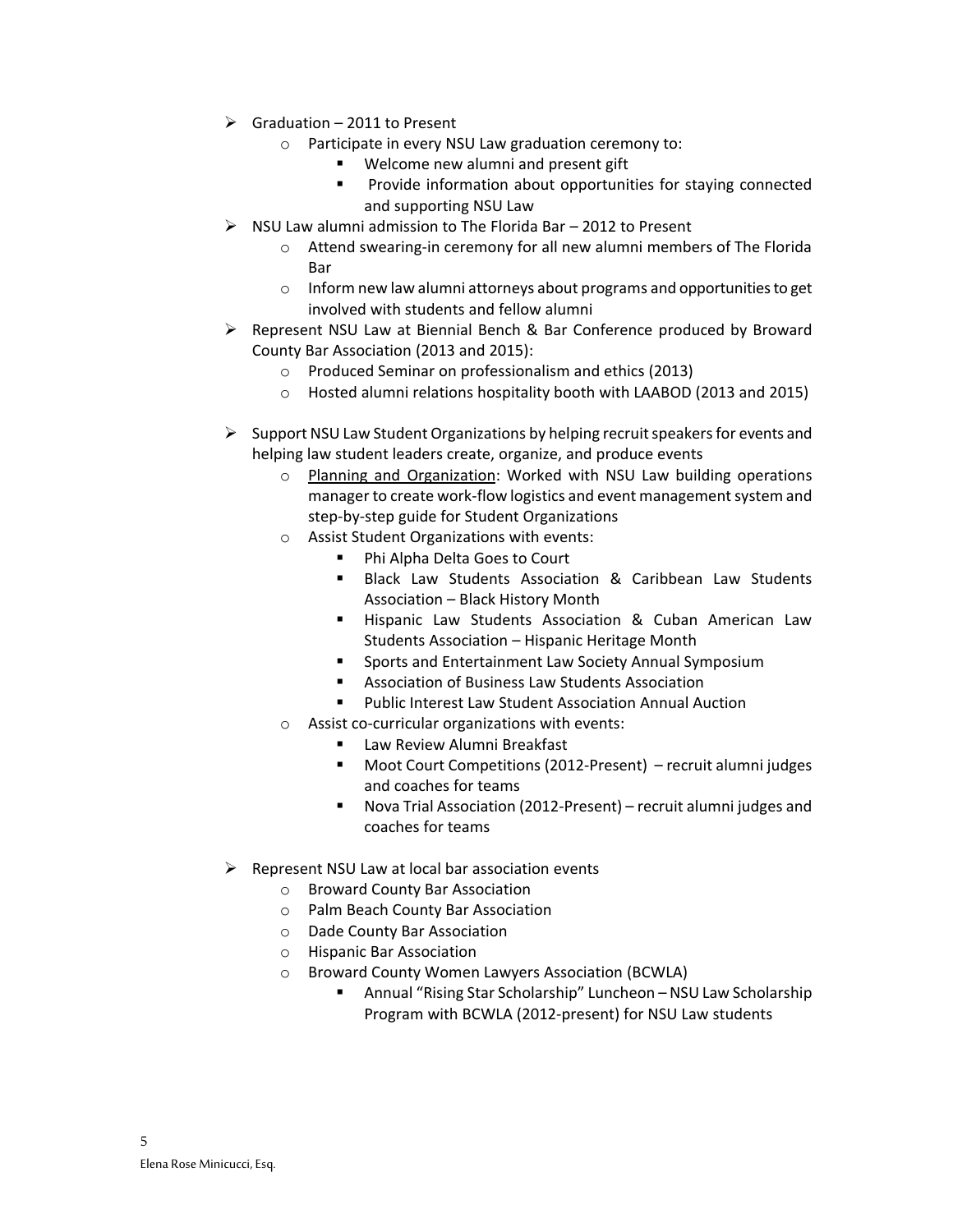- Graduation – 2011 to Present
    - Participate in every NSU Law graduation ceremony to:
        - Welcome new alumni and present gift
        - Provide information about opportunities for staying connected and supporting NSU Law
- NSU Law alumni admission to The Florida Bar – 2012 to Present
    - Attend swearing-in ceremony for all new alumni members of The Florida Bar
    - Inform new law alumni attorneys about programs and opportunities to get involved with students and fellow alumni
- Represent NSU Law at Biennial Bench & Bar Conference produced by Broward County Bar Association (2013 and 2015):
    - Produced Seminar on professionalism and ethics (2013)
    - Hosted alumni relations hospitality booth with LAABOD (2013 and 2015)

- Support NSU Law Student Organizations by helping recruit speakers for events and helping law student leaders create, organize, and produce events
    - <u>Planning and Organization</u>: Worked with NSU Law building operations manager to create work-flow logistics and event management system and step-by-step guide for Student Organizations
    - Assist Student Organizations with events:
        - Phi Alpha Delta Goes to Court
        - Black Law Students Association & Caribbean Law Students Association – Black History Month
        - Hispanic Law Students Association & Cuban American Law Students Association – Hispanic Heritage Month
        - Sports and Entertainment Law Society Annual Symposium
        - Association of Business Law Students Association
        - Public Interest Law Student Association Annual Auction
    - Assist co-curricular organizations with events:
        - Law Review Alumni Breakfast
        - Moot Court Competitions (2012-Present) – recruit alumni judges and coaches for teams
        - Nova Trial Association (2012-Present) – recruit alumni judges and coaches for teams

- Represent NSU Law at local bar association events
    - Broward County Bar Association
    - Palm Beach County Bar Association
    - Dade County Bar Association
    - Hispanic Bar Association
    - Broward County Women Lawyers Association (BCWLA)
        - Annual "Rising Star Scholarship" Luncheon – NSU Law Scholarship Program with BCWLA (2012-present) for NSU Law students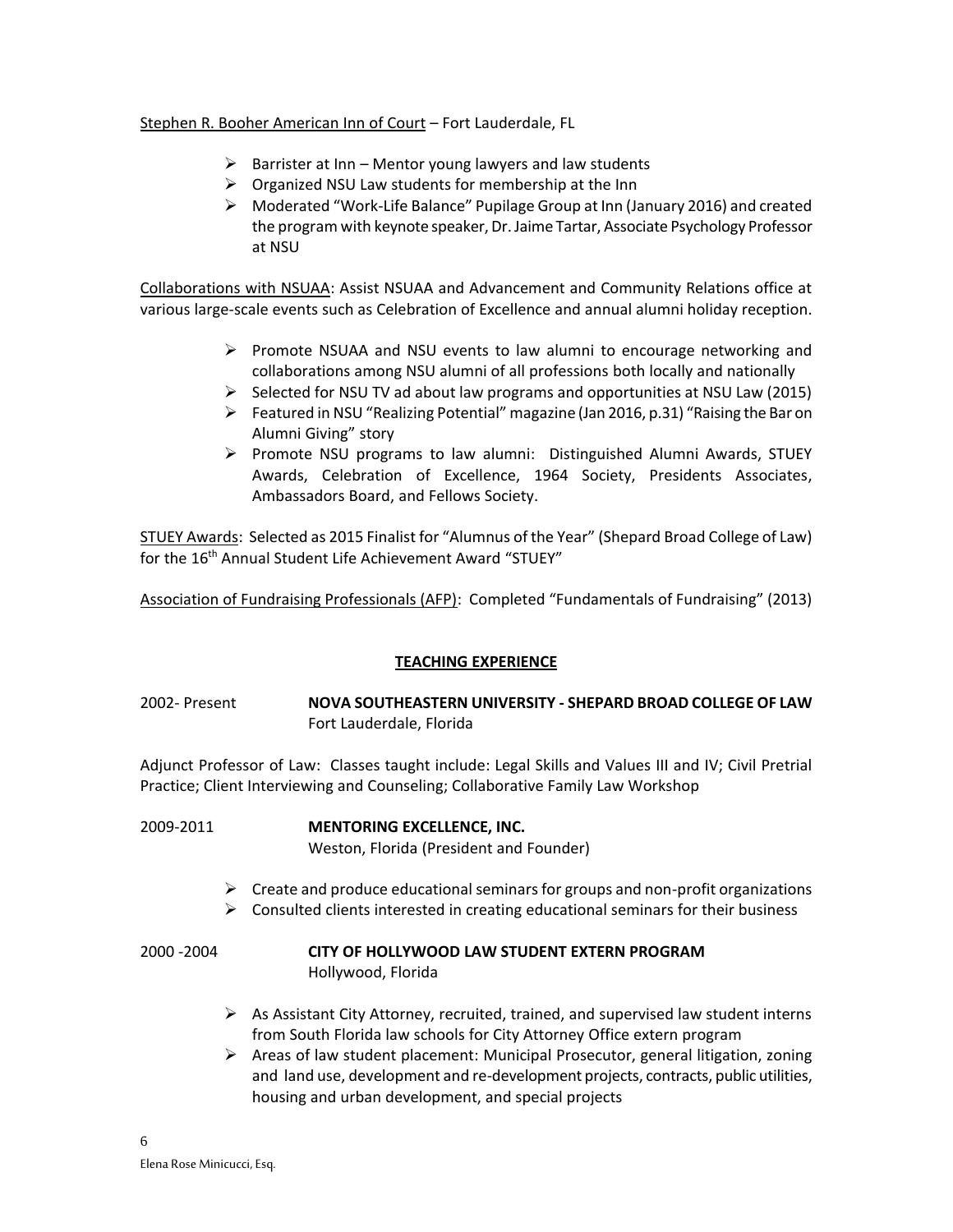Stephen R. Booher American Inn of Court – Fort Lauderdale, FL

- Barrister at Inn – Mentor young lawyers and law students
- Organized NSU Law students for membership at the Inn
- Moderated "Work-Life Balance" Pupilage Group at Inn (January 2016) and created the program with keynote speaker, Dr. Jaime Tartar, Associate Psychology Professor at NSU

Collaborations with NSUAA: Assist NSUAA and Advancement and Community Relations office at various large-scale events such as Celebration of Excellence and annual alumni holiday reception.

- Promote NSUAA and NSU events to law alumni to encourage networking and collaborations among NSU alumni of all professions both locally and nationally
- Selected for NSU TV ad about law programs and opportunities at NSU Law (2015)
- Featured in NSU "Realizing Potential" magazine (Jan 2016, p.31) "Raising the Bar on Alumni Giving" story
- Promote NSU programs to law alumni: Distinguished Alumni Awards, STUEY Awards, Celebration of Excellence, 1964 Society, Presidents Associates, Ambassadors Board, and Fellows Society.

STUEY Awards: Selected as 2015 Finalist for "Alumnus of the Year" (Shepard Broad College of Law) for the 16th Annual Student Life Achievement Award "STUEY"

Association of Fundraising Professionals (AFP): Completed "Fundamentals of Fundraising" (2013)

## TEACHING EXPERIENCE

2002- Present **NOVA SOUTHEASTERN UNIVERSITY - SHEPARD BROAD COLLEGE OF LAW**
Fort Lauderdale, Florida

Adjunct Professor of Law: Classes taught include: Legal Skills and Values III and IV; Civil Pretrial Practice; Client Interviewing and Counseling; Collaborative Family Law Workshop

2009-2011 **MENTORING EXCELLENCE, INC.**
Weston, Florida (President and Founder)

- Create and produce educational seminars for groups and non-profit organizations
- Consulted clients interested in creating educational seminars for their business

2000 -2004 **CITY OF HOLLYWOOD LAW STUDENT EXTERN PROGRAM**
Hollywood, Florida

- As Assistant City Attorney, recruited, trained, and supervised law student interns from South Florida law schools for City Attorney Office extern program
- Areas of law student placement: Municipal Prosecutor, general litigation, zoning and land use, development and re-development projects, contracts, public utilities, housing and urban development, and special projects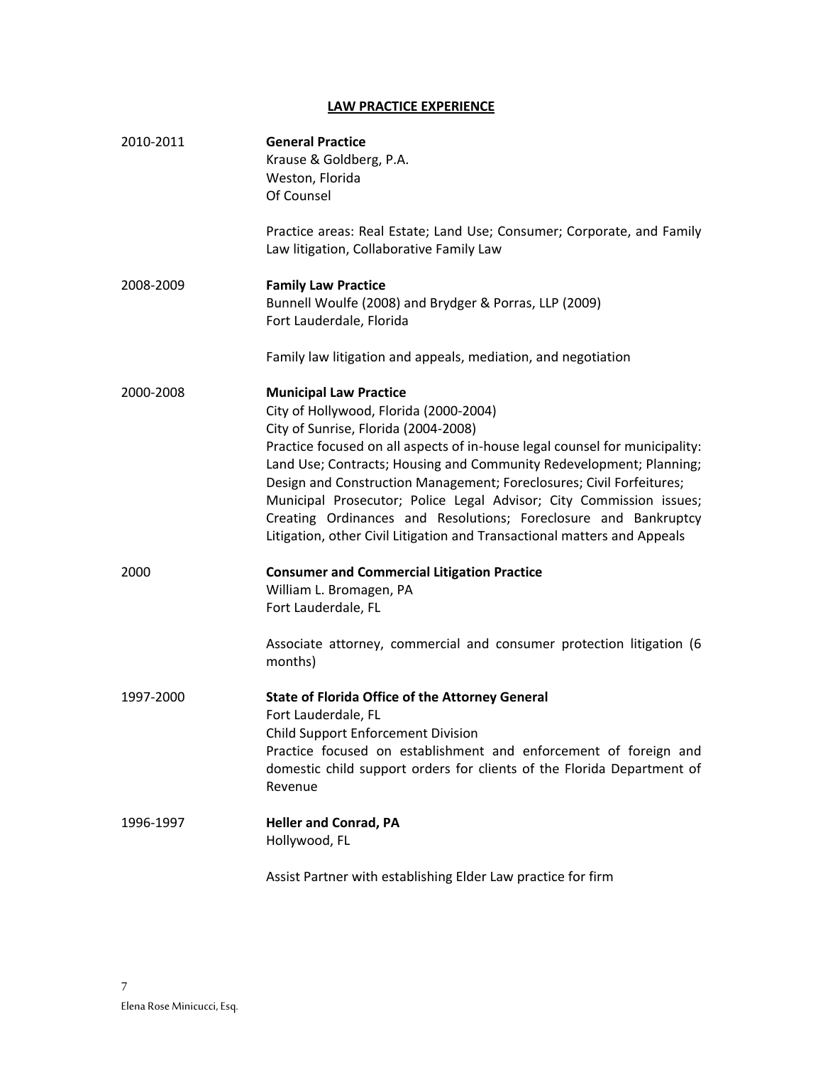## LAW PRACTICE EXPERIENCE

**2010-2011** — **General Practice**
Krause & Goldberg, P.A.
Weston, Florida
Of Counsel

Practice areas: Real Estate; Land Use; Consumer; Corporate, and Family Law litigation, Collaborative Family Law

**2008-2009** — **Family Law Practice**
Bunnell Woulfe (2008) and Brydger & Porras, LLP (2009)
Fort Lauderdale, Florida

Family law litigation and appeals, mediation, and negotiation

**2000-2008** — **Municipal Law Practice**
City of Hollywood, Florida (2000-2004)
City of Sunrise, Florida (2004-2008)
Practice focused on all aspects of in-house legal counsel for municipality: Land Use; Contracts; Housing and Community Redevelopment; Planning; Design and Construction Management; Foreclosures; Civil Forfeitures; Municipal Prosecutor; Police Legal Advisor; City Commission issues; Creating Ordinances and Resolutions; Foreclosure and Bankruptcy Litigation, other Civil Litigation and Transactional matters and Appeals

**2000** — **Consumer and Commercial Litigation Practice**
William L. Bromagen, PA
Fort Lauderdale, FL

Associate attorney, commercial and consumer protection litigation (6 months)

**1997-2000** — **State of Florida Office of the Attorney General**
Fort Lauderdale, FL
Child Support Enforcement Division
Practice focused on establishment and enforcement of foreign and domestic child support orders for clients of the Florida Department of Revenue

**1996-1997** — **Heller and Conrad, PA**
Hollywood, FL

Assist Partner with establishing Elder Law practice for firm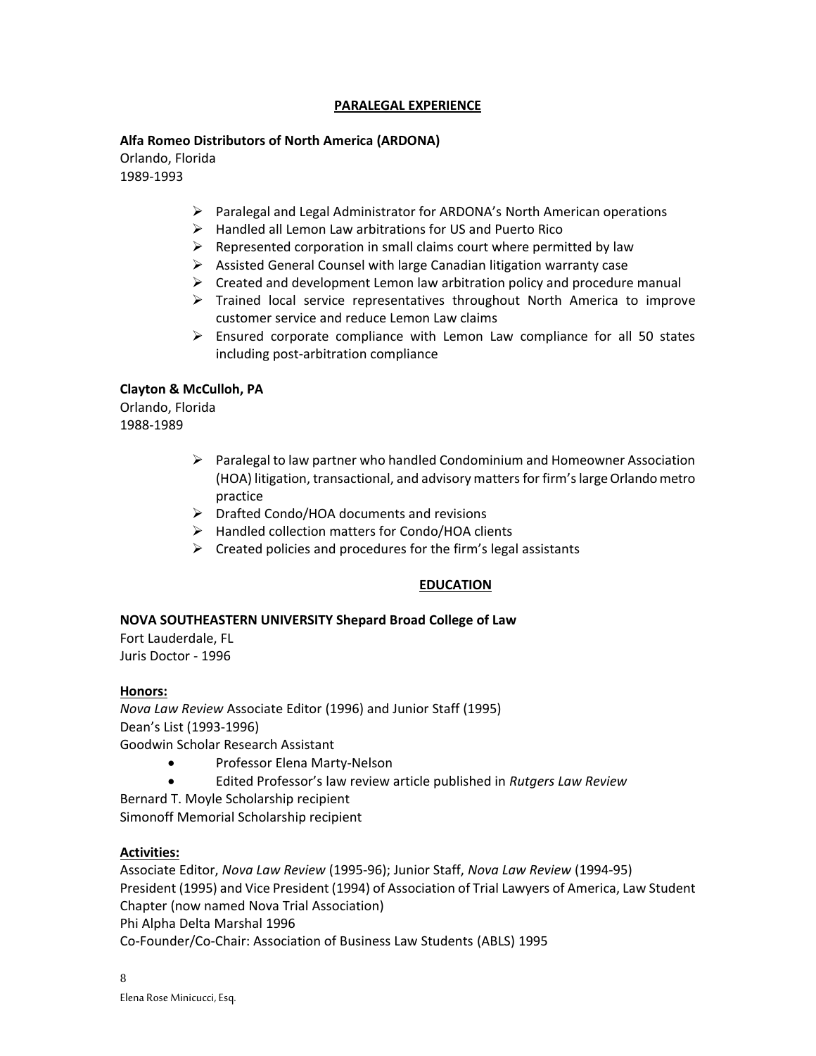## PARALEGAL EXPERIENCE

**Alfa Romeo Distributors of North America (ARDONA)**
Orlando, Florida
1989-1993

- Paralegal and Legal Administrator for ARDONA's North American operations
- Handled all Lemon Law arbitrations for US and Puerto Rico
- Represented corporation in small claims court where permitted by law
- Assisted General Counsel with large Canadian litigation warranty case
- Created and development Lemon law arbitration policy and procedure manual
- Trained local service representatives throughout North America to improve customer service and reduce Lemon Law claims
- Ensured corporate compliance with Lemon Law compliance for all 50 states including post-arbitration compliance

**Clayton & McCulloh, PA**
Orlando, Florida
1988-1989

- Paralegal to law partner who handled Condominium and Homeowner Association (HOA) litigation, transactional, and advisory matters for firm's large Orlando metro practice
- Drafted Condo/HOA documents and revisions
- Handled collection matters for Condo/HOA clients
- Created policies and procedures for the firm's legal assistants

## EDUCATION

**NOVA SOUTHEASTERN UNIVERSITY Shepard Broad College of Law**
Fort Lauderdale, FL
Juris Doctor - 1996

**Honors:**
*Nova Law Review* Associate Editor (1996) and Junior Staff (1995)
Dean's List (1993-1996)
Goodwin Scholar Research Assistant

- Professor Elena Marty-Nelson
- Edited Professor's law review article published in *Rutgers Law Review*

Bernard T. Moyle Scholarship recipient
Simonoff Memorial Scholarship recipient

**Activities:**
Associate Editor, *Nova Law Review* (1995-96); Junior Staff, *Nova Law Review* (1994-95)
President (1995) and Vice President (1994) of Association of Trial Lawyers of America, Law Student Chapter (now named Nova Trial Association)
Phi Alpha Delta Marshal 1996
Co-Founder/Co-Chair: Association of Business Law Students (ABLS) 1995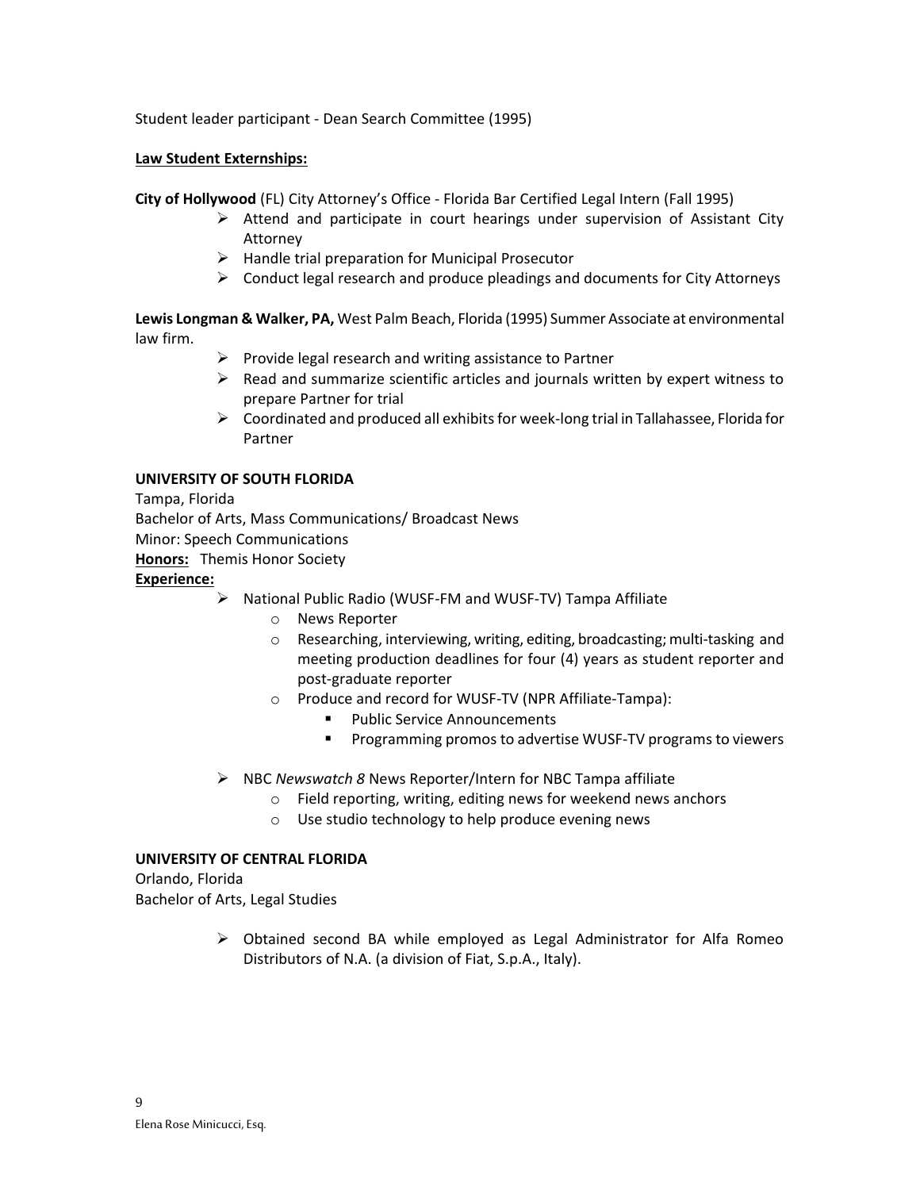Student leader participant - Dean Search Committee (1995)

**Law Student Externships:**

**City of Hollywood** (FL) City Attorney's Office - Florida Bar Certified Legal Intern (Fall 1995)

- Attend and participate in court hearings under supervision of Assistant City Attorney
- Handle trial preparation for Municipal Prosecutor
- Conduct legal research and produce pleadings and documents for City Attorneys

**Lewis Longman & Walker, PA,** West Palm Beach, Florida (1995) Summer Associate at environmental law firm.

- Provide legal research and writing assistance to Partner
- Read and summarize scientific articles and journals written by expert witness to prepare Partner for trial
- Coordinated and produced all exhibits for week-long trial in Tallahassee, Florida for Partner

**UNIVERSITY OF SOUTH FLORIDA**

Tampa, Florida
Bachelor of Arts, Mass Communications/ Broadcast News
Minor: Speech Communications
**Honors:** Themis Honor Society
**Experience:**

- National Public Radio (WUSF-FM and WUSF-TV) Tampa Affiliate
  - News Reporter
  - Researching, interviewing, writing, editing, broadcasting; multi-tasking and meeting production deadlines for four (4) years as student reporter and post-graduate reporter
  - Produce and record for WUSF-TV (NPR Affiliate-Tampa):
    - Public Service Announcements
    - Programming promos to advertise WUSF-TV programs to viewers
- NBC *Newswatch 8* News Reporter/Intern for NBC Tampa affiliate
  - Field reporting, writing, editing news for weekend news anchors
  - Use studio technology to help produce evening news

**UNIVERSITY OF CENTRAL FLORIDA**

Orlando, Florida
Bachelor of Arts, Legal Studies

- Obtained second BA while employed as Legal Administrator for Alfa Romeo Distributors of N.A. (a division of Fiat, S.p.A., Italy).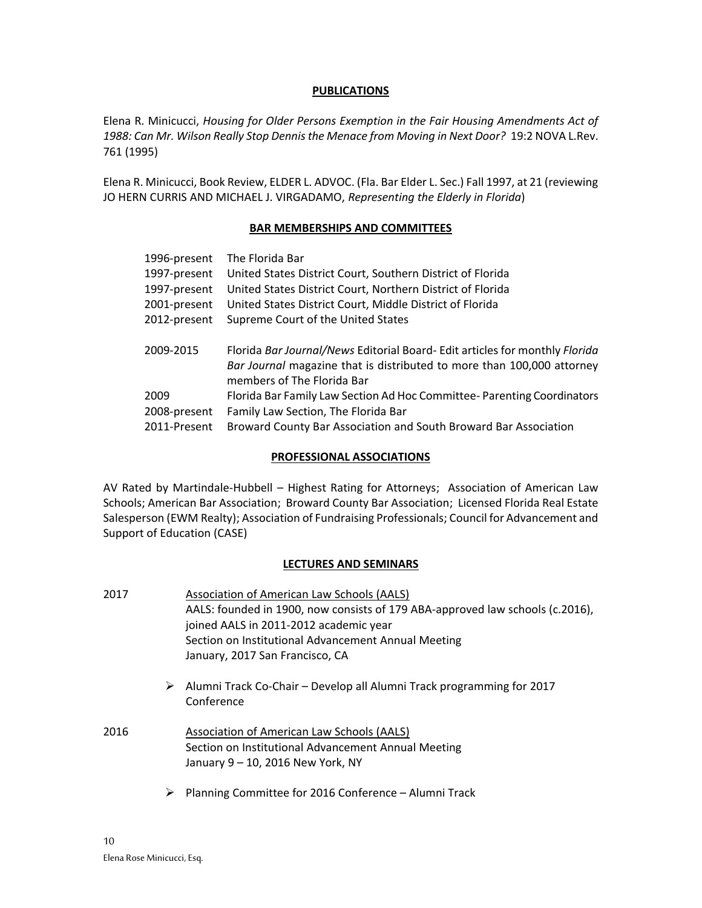## PUBLICATIONS

Elena R. Minicucci, *Housing for Older Persons Exemption in the Fair Housing Amendments Act of 1988: Can Mr. Wilson Really Stop Dennis the Menace from Moving in Next Door?* 19:2 NOVA L.Rev. 761 (1995)

Elena R. Minicucci, Book Review, ELDER L. ADVOC. (Fla. Bar Elder L. Sec.) Fall 1997, at 21 (reviewing JO HERN CURRIS AND MICHAEL J. VIRGADAMO, *Representing the Elderly in Florida*)

## BAR MEMBERSHIPS AND COMMITTEES

| | |
|---|---|
| 1996-present | The Florida Bar |
| 1997-present | United States District Court, Southern District of Florida |
| 1997-present | United States District Court, Northern District of Florida |
| 2001-present | United States District Court, Middle District of Florida |
| 2012-present | Supreme Court of the United States |
| 2009-2015 | Florida *Bar Journal/News* Editorial Board- Edit articles for monthly *Florida Bar Journal* magazine that is distributed to more than 100,000 attorney members of The Florida Bar |
| 2009 | Florida Bar Family Law Section Ad Hoc Committee- Parenting Coordinators |
| 2008-present | Family Law Section, The Florida Bar |
| 2011-Present | Broward County Bar Association and South Broward Bar Association |

## PROFESSIONAL ASSOCIATIONS

AV Rated by Martindale-Hubbell – Highest Rating for Attorneys; Association of American Law Schools; American Bar Association; Broward County Bar Association; Licensed Florida Real Estate Salesperson (EWM Realty); Association of Fundraising Professionals; Council for Advancement and Support of Education (CASE)

## LECTURES AND SEMINARS

**2017**

Association of American Law Schools (AALS)
AALS: founded in 1900, now consists of 179 ABA-approved law schools (c.2016), joined AALS in 2011-2012 academic year
Section on Institutional Advancement Annual Meeting
January, 2017 San Francisco, CA

- Alumni Track Co-Chair – Develop all Alumni Track programming for 2017 Conference

**2016**

Association of American Law Schools (AALS)
Section on Institutional Advancement Annual Meeting
January 9 – 10, 2016 New York, NY

- Planning Committee for 2016 Conference – Alumni Track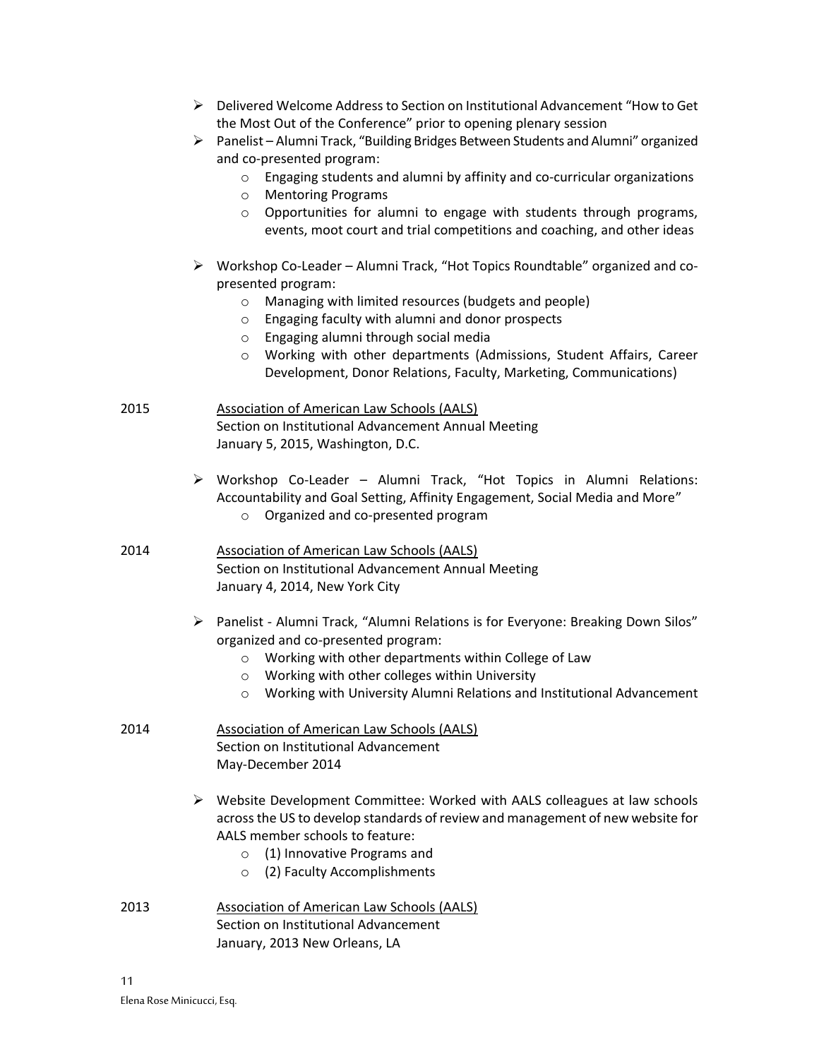- Delivered Welcome Address to Section on Institutional Advancement "How to Get the Most Out of the Conference" prior to opening plenary session
- Panelist – Alumni Track, "Building Bridges Between Students and Alumni" organized and co-presented program:
  - Engaging students and alumni by affinity and co-curricular organizations
  - Mentoring Programs
  - Opportunities for alumni to engage with students through programs, events, moot court and trial competitions and coaching, and other ideas

- Workshop Co-Leader – Alumni Track, "Hot Topics Roundtable" organized and co-presented program:
  - Managing with limited resources (budgets and people)
  - Engaging faculty with alumni and donor prospects
  - Engaging alumni through social media
  - Working with other departments (Admissions, Student Affairs, Career Development, Donor Relations, Faculty, Marketing, Communications)

2015 Association of American Law Schools (AALS)
Section on Institutional Advancement Annual Meeting
January 5, 2015, Washington, D.C.

- Workshop Co-Leader – Alumni Track, "Hot Topics in Alumni Relations: Accountability and Goal Setting, Affinity Engagement, Social Media and More"
  - Organized and co-presented program

2014 Association of American Law Schools (AALS)
Section on Institutional Advancement Annual Meeting
January 4, 2014, New York City

- Panelist - Alumni Track, "Alumni Relations is for Everyone: Breaking Down Silos" organized and co-presented program:
  - Working with other departments within College of Law
  - Working with other colleges within University
  - Working with University Alumni Relations and Institutional Advancement

2014 Association of American Law Schools (AALS)
Section on Institutional Advancement
May-December 2014

- Website Development Committee: Worked with AALS colleagues at law schools across the US to develop standards of review and management of new website for AALS member schools to feature:
  - (1) Innovative Programs and
  - (2) Faculty Accomplishments

2013 Association of American Law Schools (AALS)
Section on Institutional Advancement
January, 2013 New Orleans, LA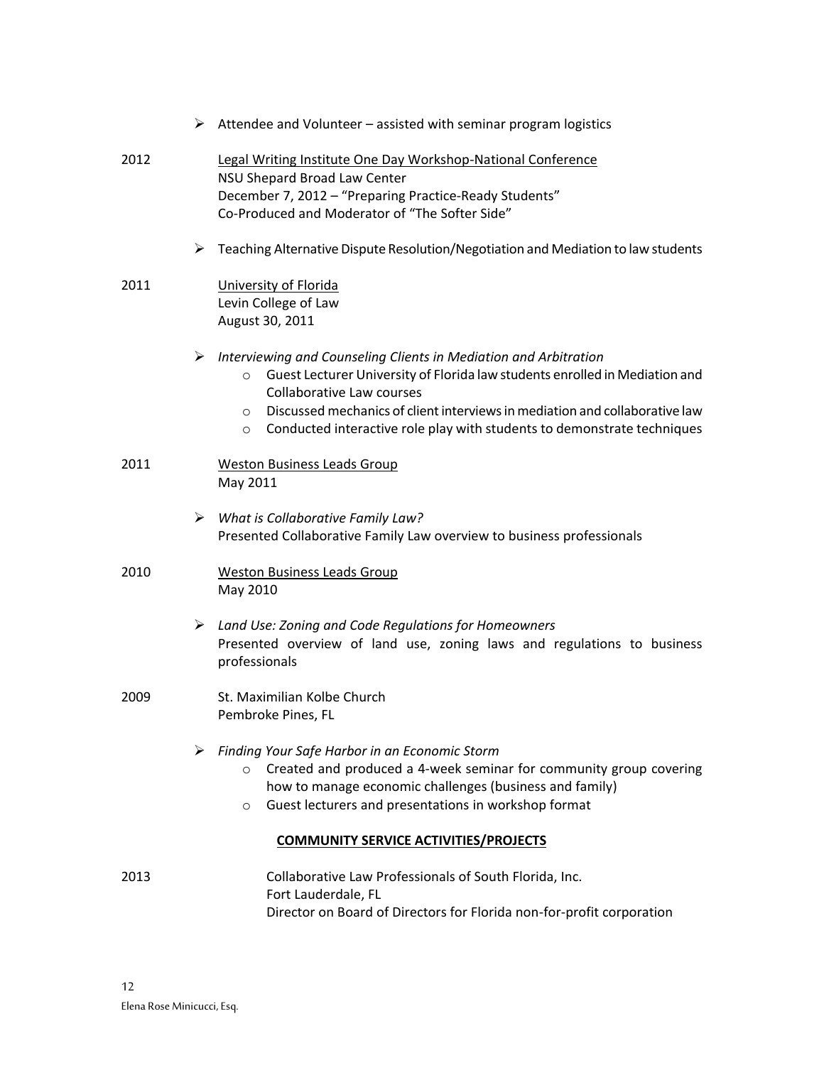- Attendee and Volunteer – assisted with seminar program logistics

2012 Legal Writing Institute One Day Workshop-National Conference
NSU Shepard Broad Law Center
December 7, 2012 – "Preparing Practice-Ready Students"
Co-Produced and Moderator of "The Softer Side"

- Teaching Alternative Dispute Resolution/Negotiation and Mediation to law students

2011 University of Florida
Levin College of Law
August 30, 2011

- *Interviewing and Counseling Clients in Mediation and Arbitration*
  - Guest Lecturer University of Florida law students enrolled in Mediation and Collaborative Law courses
  - Discussed mechanics of client interviews in mediation and collaborative law
  - Conducted interactive role play with students to demonstrate techniques

2011 Weston Business Leads Group
May 2011

- *What is Collaborative Family Law?*
  Presented Collaborative Family Law overview to business professionals

2010 Weston Business Leads Group
May 2010

- *Land Use: Zoning and Code Regulations for Homeowners*
  Presented overview of land use, zoning laws and regulations to business professionals

2009 St. Maximilian Kolbe Church
Pembroke Pines, FL

- *Finding Your Safe Harbor in an Economic Storm*
  - Created and produced a 4-week seminar for community group covering how to manage economic challenges (business and family)
  - Guest lecturers and presentations in workshop format

**COMMUNITY SERVICE ACTIVITIES/PROJECTS**

2013 Collaborative Law Professionals of South Florida, Inc.
Fort Lauderdale, FL
Director on Board of Directors for Florida non-for-profit corporation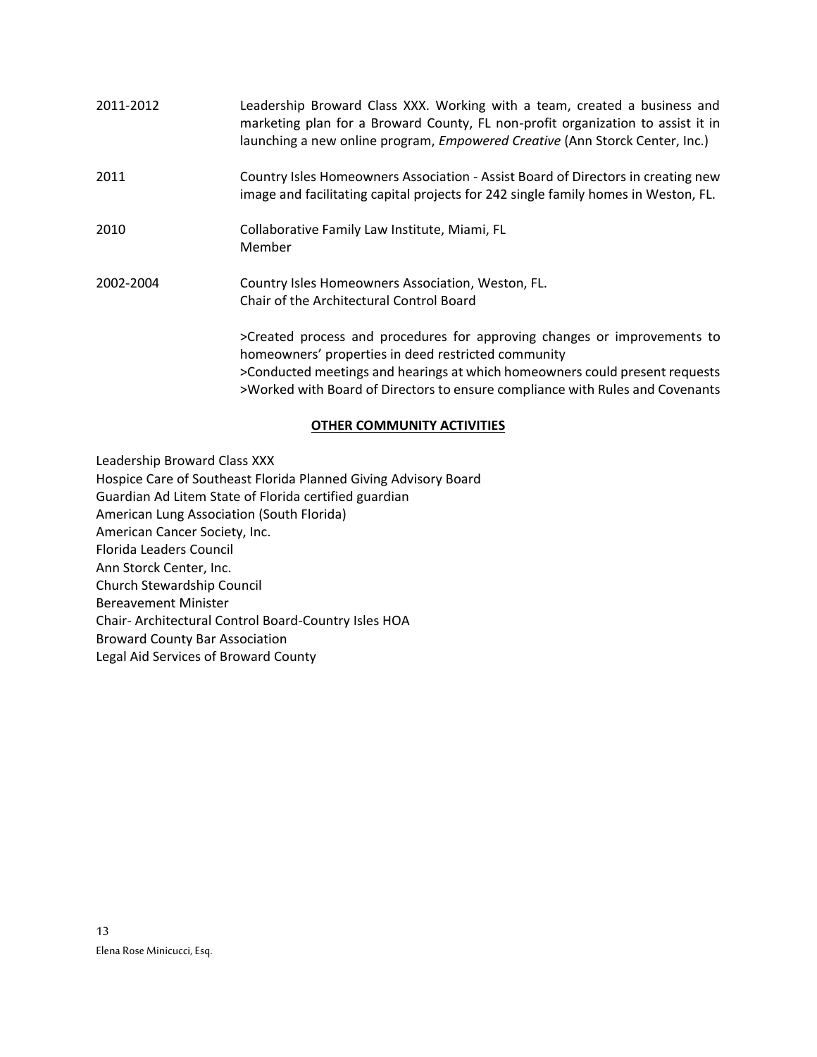| | |
|---|---|
| 2011-2012 | Leadership Broward Class XXX. Working with a team, created a business and marketing plan for a Broward County, FL non-profit organization to assist it in launching a new online program, *Empowered Creative* (Ann Storck Center, Inc.) |
| 2011 | Country Isles Homeowners Association - Assist Board of Directors in creating new image and facilitating capital projects for 242 single family homes in Weston, FL. |
| 2010 | Collaborative Family Law Institute, Miami, FL<br>Member |
| 2002-2004 | Country Isles Homeowners Association, Weston, FL.<br>Chair of the Architectural Control Board<br><br>>Created process and procedures for approving changes or improvements to homeowners' properties in deed restricted community<br>>Conducted meetings and hearings at which homeowners could present requests<br>>Worked with Board of Directors to ensure compliance with Rules and Covenants |

## OTHER COMMUNITY ACTIVITIES

Leadership Broward Class XXX
Hospice Care of Southeast Florida Planned Giving Advisory Board
Guardian Ad Litem State of Florida certified guardian
American Lung Association (South Florida)
American Cancer Society, Inc.
Florida Leaders Council
Ann Storck Center, Inc.
Church Stewardship Council
Bereavement Minister
Chair- Architectural Control Board-Country Isles HOA
Broward County Bar Association
Legal Aid Services of Broward County